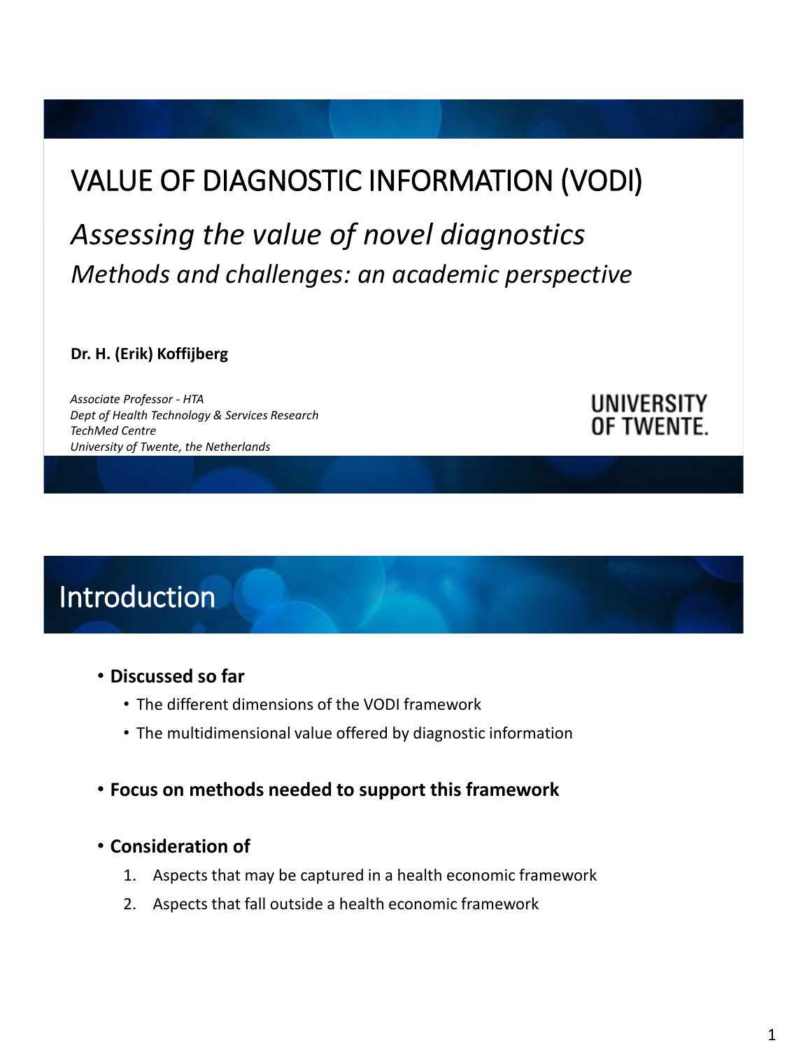# VALUE OF DIAGNOSTIC INFORMATION (VODI)

## *Assessing the value of novel diagnostics*

### *Methods and challenges: an academic perspective*

**Dr. H. (Erik) Koffijberg**

*Associate Professor - HTA*
*Dept of Health Technology & Services Research*
*TechMed Centre*
*University of Twente, the Netherlands*

UNIVERSITY OF TWENTE.

# Introduction

- **Discussed so far**
  - The different dimensions of the VODI framework
  - The multidimensional value offered by diagnostic information
- **Focus on methods needed to support this framework**
- **Consideration of**
  1. Aspects that may be captured in a health economic framework
  2. Aspects that fall outside a health economic framework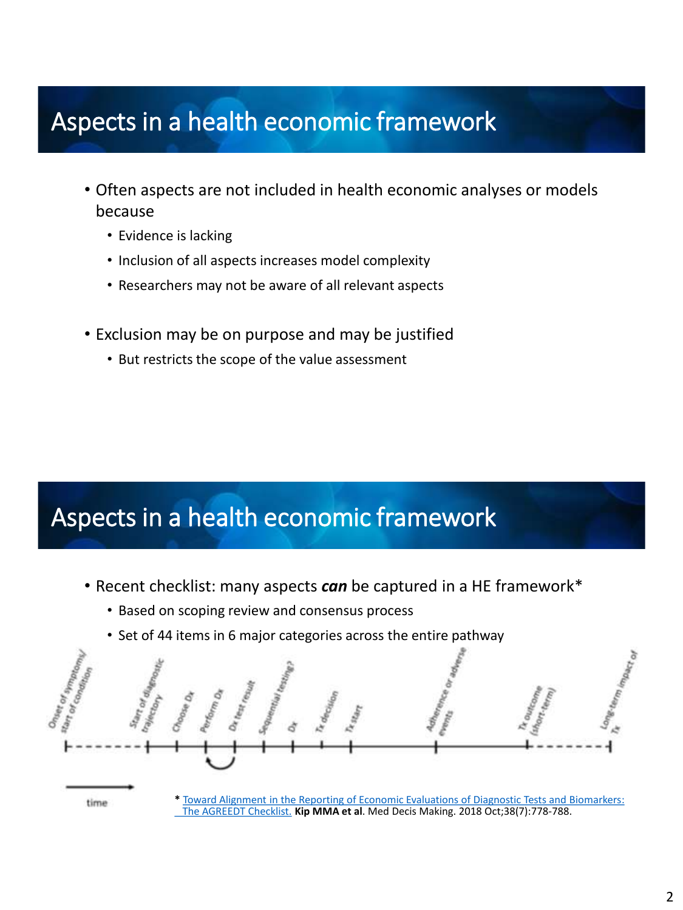## Aspects in a health economic framework

- Often aspects are not included in health economic analyses or models because
  - Evidence is lacking
  - Inclusion of all aspects increases model complexity
  - Researchers may not be aware of all relevant aspects
- Exclusion may be on purpose and may be justified
  - But restricts the scope of the value assessment

## Aspects in a health economic framework

- Recent checklist: many aspects ***can*** be captured in a HE framework*
  - Based on scoping review and consensus process
  - Set of 44 items in 6 major categories across the entire pathway

Onset of symptoms/ start of condition — Start of diagnostic trajectory — Choose Dx — Perform Dx — Dx test result — Sequential testing? — Dx — Tx decision — Tx start — Adherence or adverse events — Tx outcome (short-term) — Long-term impact of Tx

time

* Toward Alignment in the Reporting of Economic Evaluations of Diagnostic Tests and Biomarkers: The AGREEDT Checklist. **Kip MMA et al**. Med Decis Making. 2018 Oct;38(7):778-788.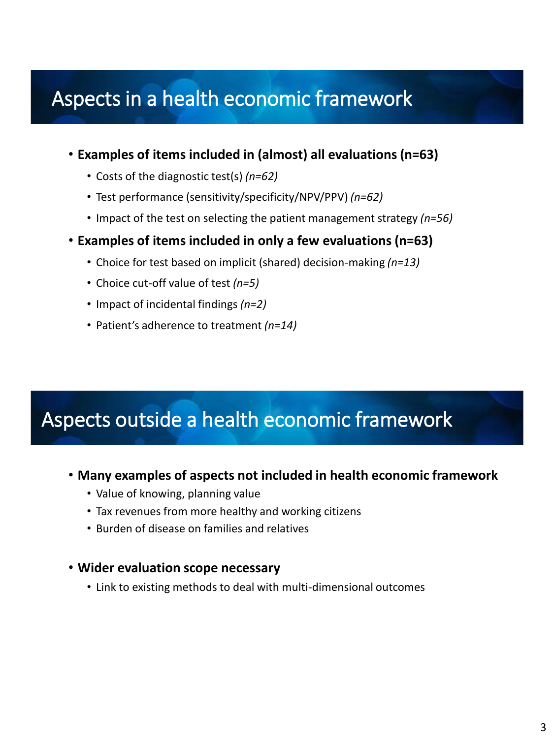## Aspects in a health economic framework

- **Examples of items included in (almost) all evaluations (n=63)**
  - Costs of the diagnostic test(s) *(n=62)*
  - Test performance (sensitivity/specificity/NPV/PPV) *(n=62)*
  - Impact of the test on selecting the patient management strategy *(n=56)*
- **Examples of items included in only a few evaluations (n=63)**
  - Choice for test based on implicit (shared) decision-making *(n=13)*
  - Choice cut-off value of test *(n=5)*
  - Impact of incidental findings *(n=2)*
  - Patient's adherence to treatment *(n=14)*

## Aspects outside a health economic framework

- **Many examples of aspects not included in health economic framework**
  - Value of knowing, planning value
  - Tax revenues from more healthy and working citizens
  - Burden of disease on families and relatives
- **Wider evaluation scope necessary**
  - Link to existing methods to deal with multi-dimensional outcomes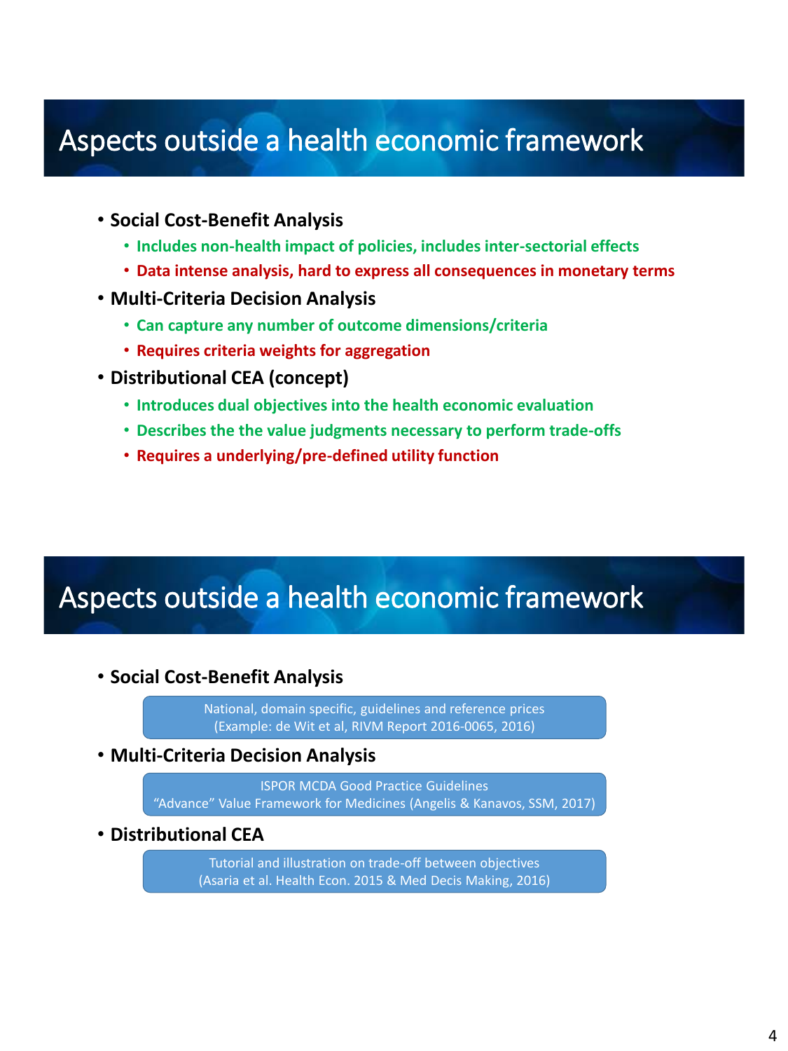## Aspects outside a health economic framework

- **Social Cost-Benefit Analysis**
  - **Includes non-health impact of policies, includes inter-sectorial effects**
  - **Data intense analysis, hard to express all consequences in monetary terms**
- **Multi-Criteria Decision Analysis**
  - **Can capture any number of outcome dimensions/criteria**
  - **Requires criteria weights for aggregation**
- **Distributional CEA (concept)**
  - **Introduces dual objectives into the health economic evaluation**
  - **Describes the the value judgments necessary to perform trade-offs**
  - **Requires a underlying/pre-defined utility function**

## Aspects outside a health economic framework

- **Social Cost-Benefit Analysis**

  National, domain specific, guidelines and reference prices
  (Example: de Wit et al, RIVM Report 2016-0065, 2016)

- **Multi-Criteria Decision Analysis**

  ISPOR MCDA Good Practice Guidelines
  "Advance" Value Framework for Medicines (Angelis & Kanavos, SSM, 2017)

- **Distributional CEA**

  Tutorial and illustration on trade-off between objectives
  (Asaria et al. Health Econ. 2015 & Med Decis Making, 2016)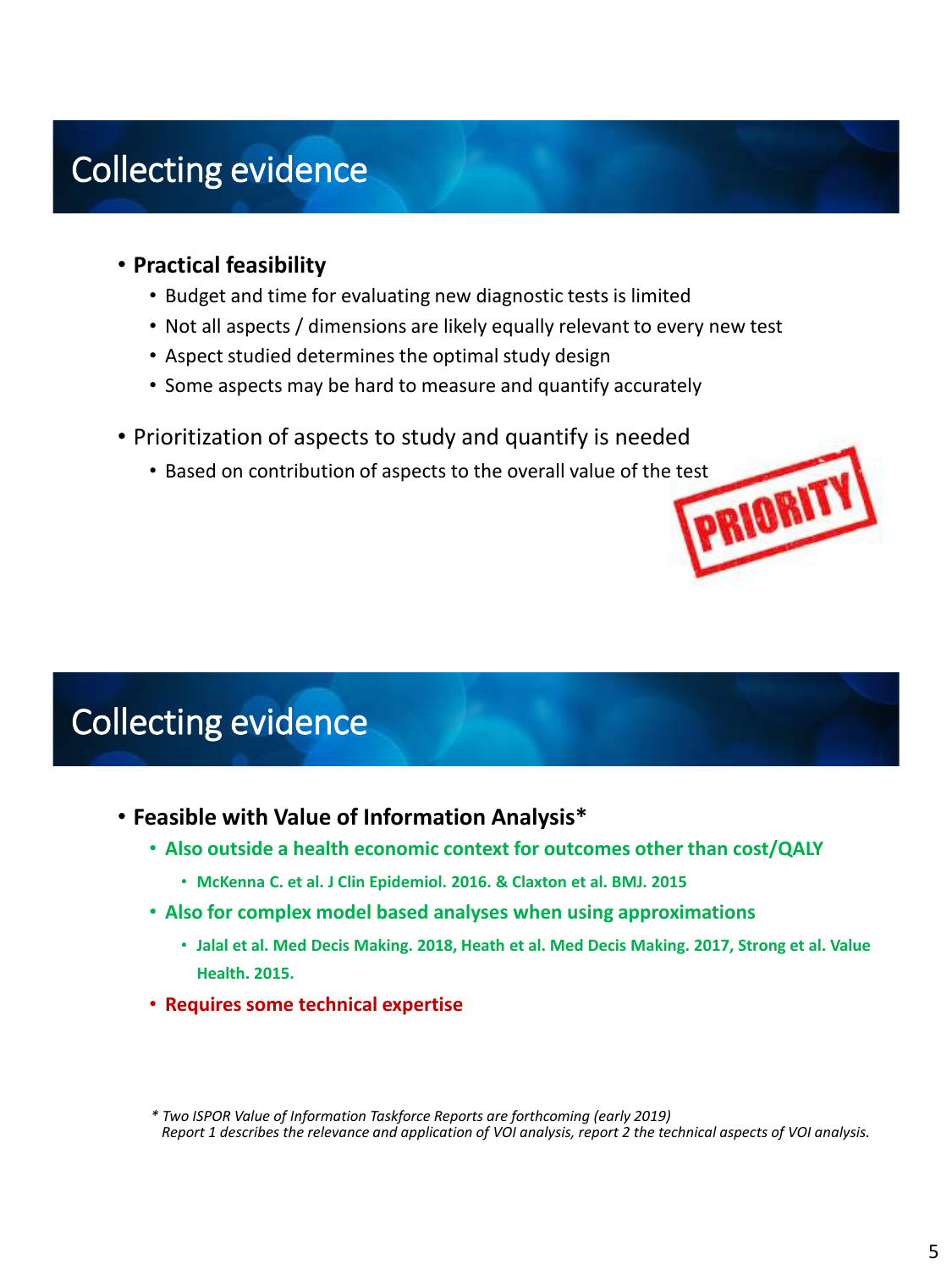## Collecting evidence

- **Practical feasibility**
  - Budget and time for evaluating new diagnostic tests is limited
  - Not all aspects / dimensions are likely equally relevant to every new test
  - Aspect studied determines the optimal study design
  - Some aspects may be hard to measure and quantify accurately
- Prioritization of aspects to study and quantify is needed
  - Based on contribution of aspects to the overall value of the test

## Collecting evidence

- **Feasible with Value of Information Analysis***
  - **Also outside a health economic context for outcomes other than cost/QALY**
    - **McKenna C. et al. J Clin Epidemiol. 2016. & Claxton et al. BMJ. 2015**
  - **Also for complex model based analyses when using approximations**
    - **Jalal et al. Med Decis Making. 2018, Heath et al. Med Decis Making. 2017, Strong et al. Value Health. 2015.**
  - **Requires some technical expertise**

*\* Two ISPOR Value of Information Taskforce Reports are forthcoming (early 2019)*
*Report 1 describes the relevance and application of VOI analysis, report 2 the technical aspects of VOI analysis.*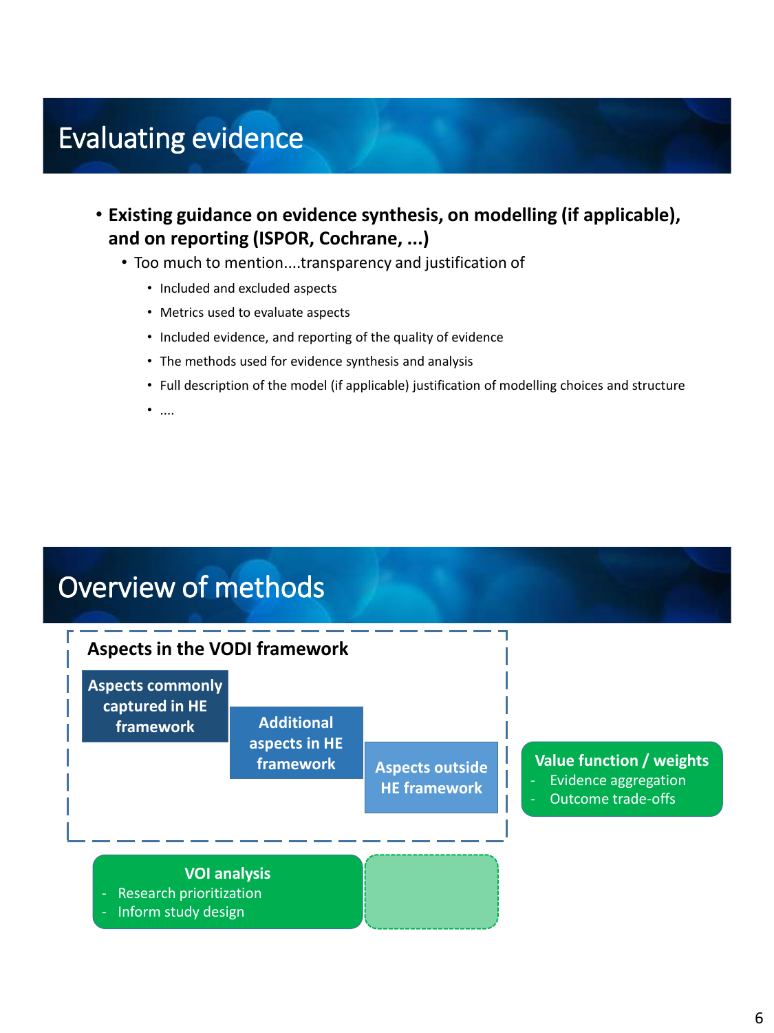# Evaluating evidence

- **Existing guidance on evidence synthesis, on modelling (if applicable), and on reporting (ISPOR, Cochrane, ...)**
  - Too much to mention....transparency and justification of
    - Included and excluded aspects
    - Metrics used to evaluate aspects
    - Included evidence, and reporting of the quality of evidence
    - The methods used for evidence synthesis and analysis
    - Full description of the model (if applicable) justification of modelling choices and structure
    - ....

# Overview of methods

**Aspects in the VODI framework**

- **Aspects commonly captured in HE framework**
- **Additional aspects in HE framework**
- **Aspects outside HE framework**

**Value function / weights**
- Evidence aggregation
- Outcome trade-offs

**VOI analysis**
- Research prioritization
- Inform study design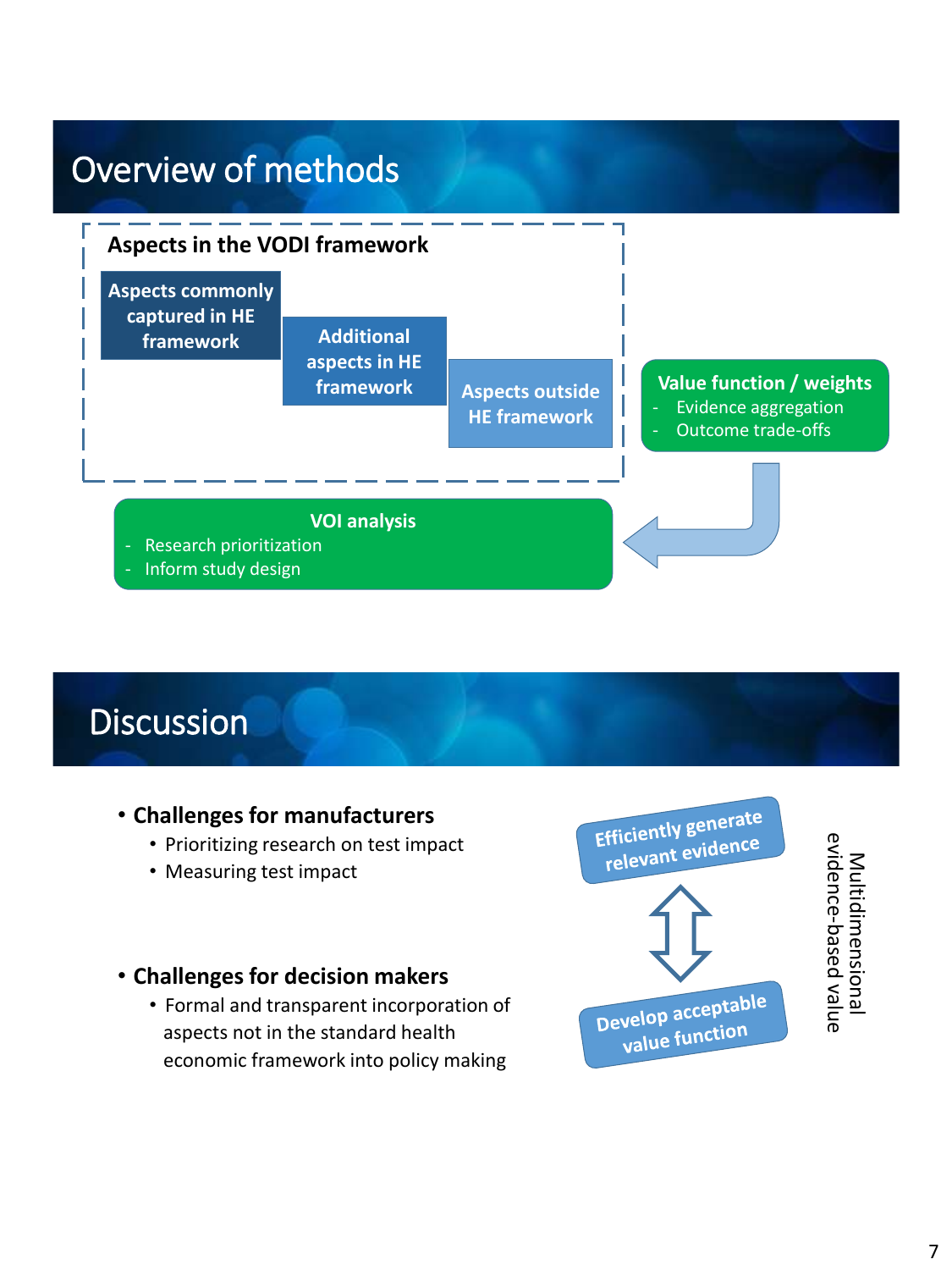# Overview of methods

**Aspects in the VODI framework**

- **Aspects commonly captured in HE framework**
- **Additional aspects in HE framework**
- **Aspects outside HE framework**

**Value function / weights**

- Evidence aggregation
- Outcome trade-offs

**VOI analysis**

- Research prioritization
- Inform study design

# Discussion

- **Challenges for manufacturers**
  - Prioritizing research on test impact
  - Measuring test impact

- **Challenges for decision makers**
  - Formal and transparent incorporation of aspects not in the standard health economic framework into policy making

**Efficiently generate relevant evidence**

⇕

**Develop acceptable value function**

Multidimensional evidence-based value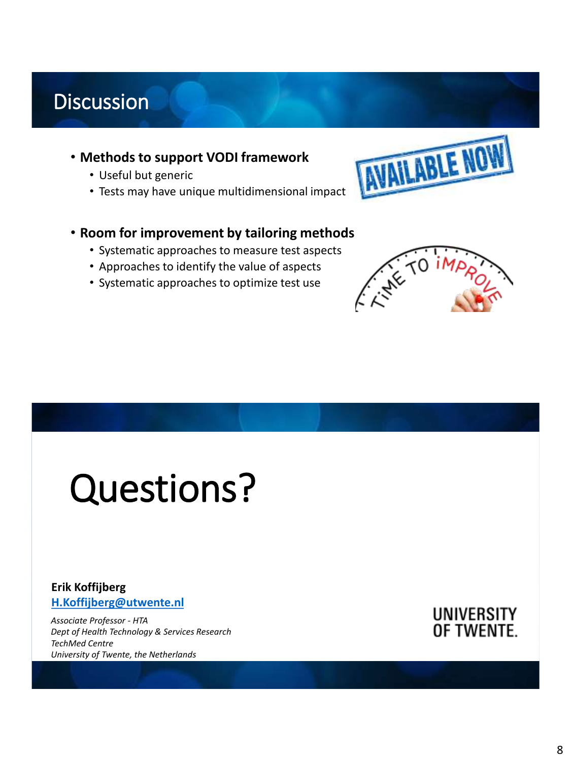## Discussion

- **Methods to support VODI framework**
  - Useful but generic
  - Tests may have unique multidimensional impact
- **Room for improvement by tailoring methods**
  - Systematic approaches to measure test aspects
  - Approaches to identify the value of aspects
  - Systematic approaches to optimize test use

# Questions?

**Erik Koffijberg**
**H.Koffijberg@utwente.nl**

*Associate Professor - HTA*
*Dept of Health Technology & Services Research*
*TechMed Centre*
*University of Twente, the Netherlands*

UNIVERSITY OF TWENTE.